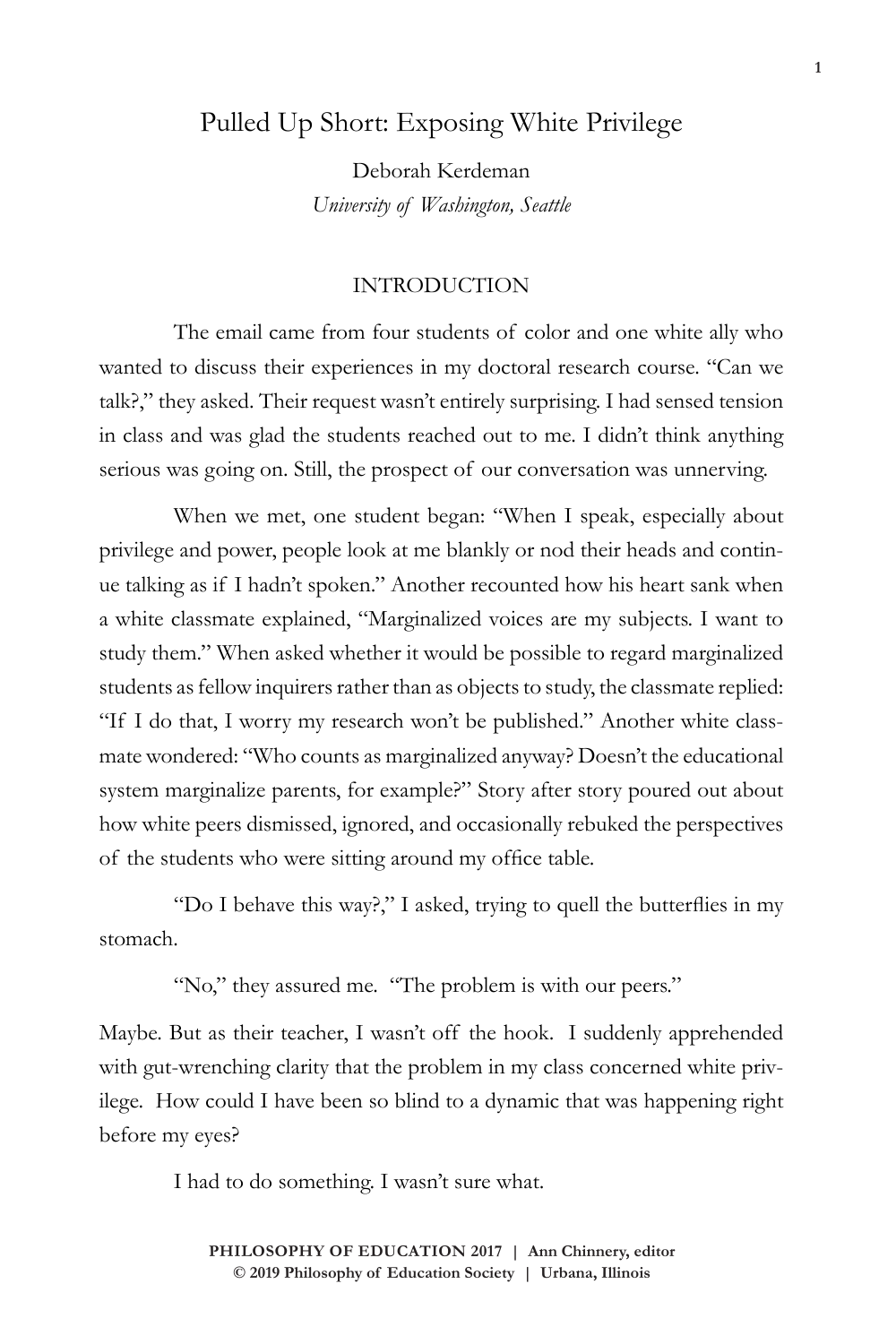# Pulled Up Short: Exposing White Privilege

Deborah Kerdeman
*University of Washington, Seattle*

## INTRODUCTION

The email came from four students of color and one white ally who wanted to discuss their experiences in my doctoral research course. "Can we talk?," they asked. Their request wasn't entirely surprising. I had sensed tension in class and was glad the students reached out to me. I didn't think anything serious was going on. Still, the prospect of our conversation was unnerving.

When we met, one student began: "When I speak, especially about privilege and power, people look at me blankly or nod their heads and continue talking as if I hadn't spoken." Another recounted how his heart sank when a white classmate explained, "Marginalized voices are my subjects. I want to study them." When asked whether it would be possible to regard marginalized students as fellow inquirers rather than as objects to study, the classmate replied: "If I do that, I worry my research won't be published." Another white classmate wondered: "Who counts as marginalized anyway? Doesn't the educational system marginalize parents, for example?" Story after story poured out about how white peers dismissed, ignored, and occasionally rebuked the perspectives of the students who were sitting around my office table.

"Do I behave this way?," I asked, trying to quell the butterflies in my stomach.

"No," they assured me. "The problem is with our peers."

Maybe. But as their teacher, I wasn't off the hook. I suddenly apprehended with gut-wrenching clarity that the problem in my class concerned white privilege. How could I have been so blind to a dynamic that was happening right before my eyes?

I had to do something. I wasn't sure what.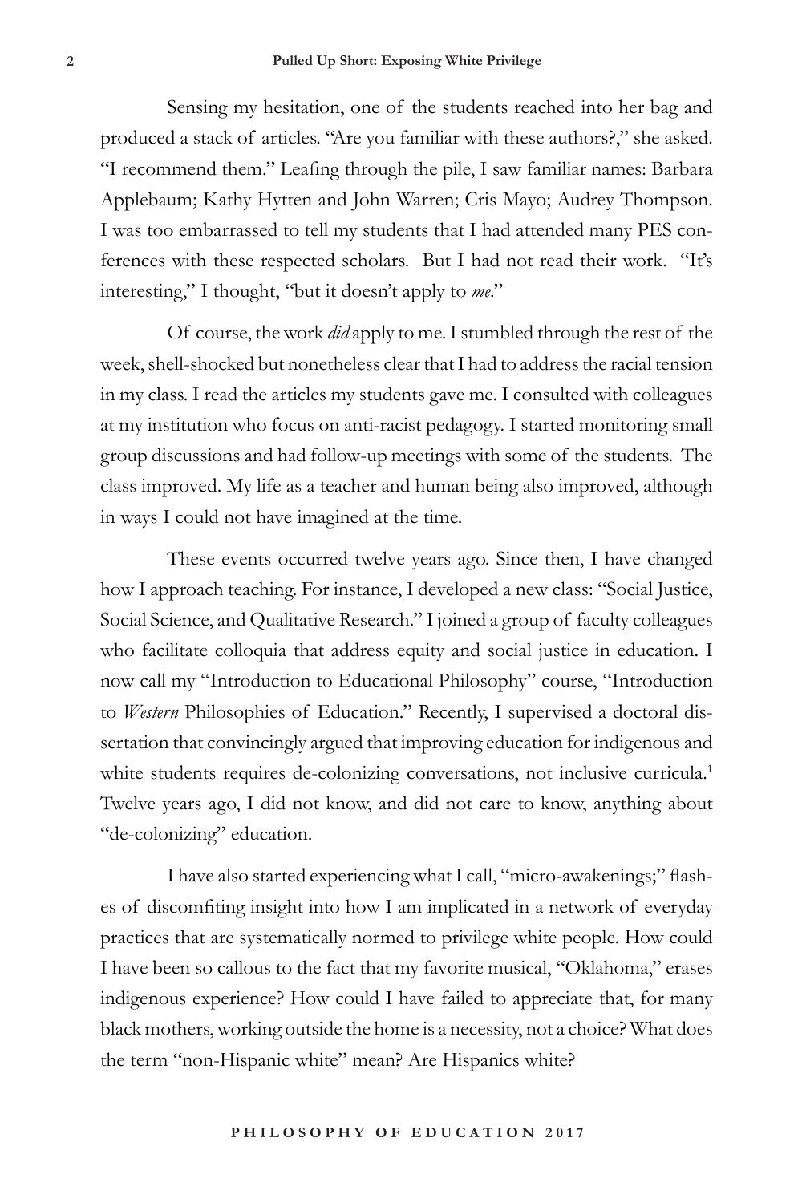Sensing my hesitation, one of the students reached into her bag and produced a stack of articles. "Are you familiar with these authors?," she asked. "I recommend them." Leafing through the pile, I saw familiar names: Barbara Applebaum; Kathy Hytten and John Warren; Cris Mayo; Audrey Thompson. I was too embarrassed to tell my students that I had attended many PES conferences with these respected scholars. But I had not read their work. "It's interesting," I thought, "but it doesn't apply to *me*."

Of course, the work *did* apply to me. I stumbled through the rest of the week, shell-shocked but nonetheless clear that I had to address the racial tension in my class. I read the articles my students gave me. I consulted with colleagues at my institution who focus on anti-racist pedagogy. I started monitoring small group discussions and had follow-up meetings with some of the students. The class improved. My life as a teacher and human being also improved, although in ways I could not have imagined at the time.

These events occurred twelve years ago. Since then, I have changed how I approach teaching. For instance, I developed a new class: "Social Justice, Social Science, and Qualitative Research." I joined a group of faculty colleagues who facilitate colloquia that address equity and social justice in education. I now call my "Introduction to Educational Philosophy" course, "Introduction to *Western* Philosophies of Education." Recently, I supervised a doctoral dissertation that convincingly argued that improving education for indigenous and white students requires de-colonizing conversations, not inclusive curricula.[1] Twelve years ago, I did not know, and did not care to know, anything about "de-colonizing" education.

I have also started experiencing what I call, "micro-awakenings;" flashes of discomfiting insight into how I am implicated in a network of everyday practices that are systematically normed to privilege white people. How could I have been so callous to the fact that my favorite musical, "Oklahoma," erases indigenous experience? How could I have failed to appreciate that, for many black mothers, working outside the home is a necessity, not a choice? What does the term "non-Hispanic white" mean? Are Hispanics white?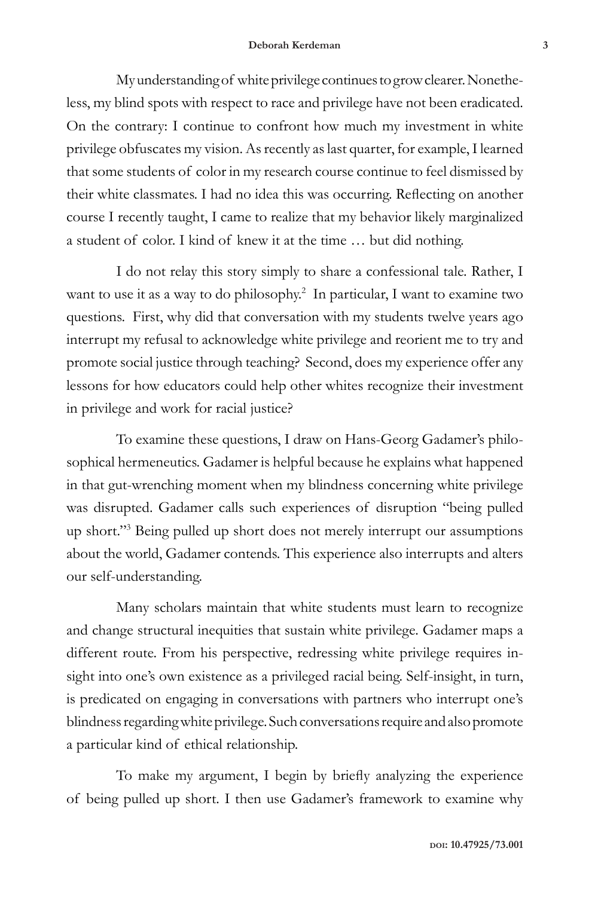My understanding of white privilege continues to grow clearer. Nonetheless, my blind spots with respect to race and privilege have not been eradicated. On the contrary: I continue to confront how much my investment in white privilege obfuscates my vision. As recently as last quarter, for example, I learned that some students of color in my research course continue to feel dismissed by their white classmates. I had no idea this was occurring. Reflecting on another course I recently taught, I came to realize that my behavior likely marginalized a student of color. I kind of knew it at the time … but did nothing.

I do not relay this story simply to share a confessional tale. Rather, I want to use it as a way to do philosophy.[2] In particular, I want to examine two questions. First, why did that conversation with my students twelve years ago interrupt my refusal to acknowledge white privilege and reorient me to try and promote social justice through teaching? Second, does my experience offer any lessons for how educators could help other whites recognize their investment in privilege and work for racial justice?

To examine these questions, I draw on Hans-Georg Gadamer's philosophical hermeneutics. Gadamer is helpful because he explains what happened in that gut-wrenching moment when my blindness concerning white privilege was disrupted. Gadamer calls such experiences of disruption "being pulled up short."[3] Being pulled up short does not merely interrupt our assumptions about the world, Gadamer contends. This experience also interrupts and alters our self-understanding.

Many scholars maintain that white students must learn to recognize and change structural inequities that sustain white privilege. Gadamer maps a different route. From his perspective, redressing white privilege requires insight into one's own existence as a privileged racial being. Self-insight, in turn, is predicated on engaging in conversations with partners who interrupt one's blindness regarding white privilege. Such conversations require and also promote a particular kind of ethical relationship.

To make my argument, I begin by briefly analyzing the experience of being pulled up short. I then use Gadamer's framework to examine why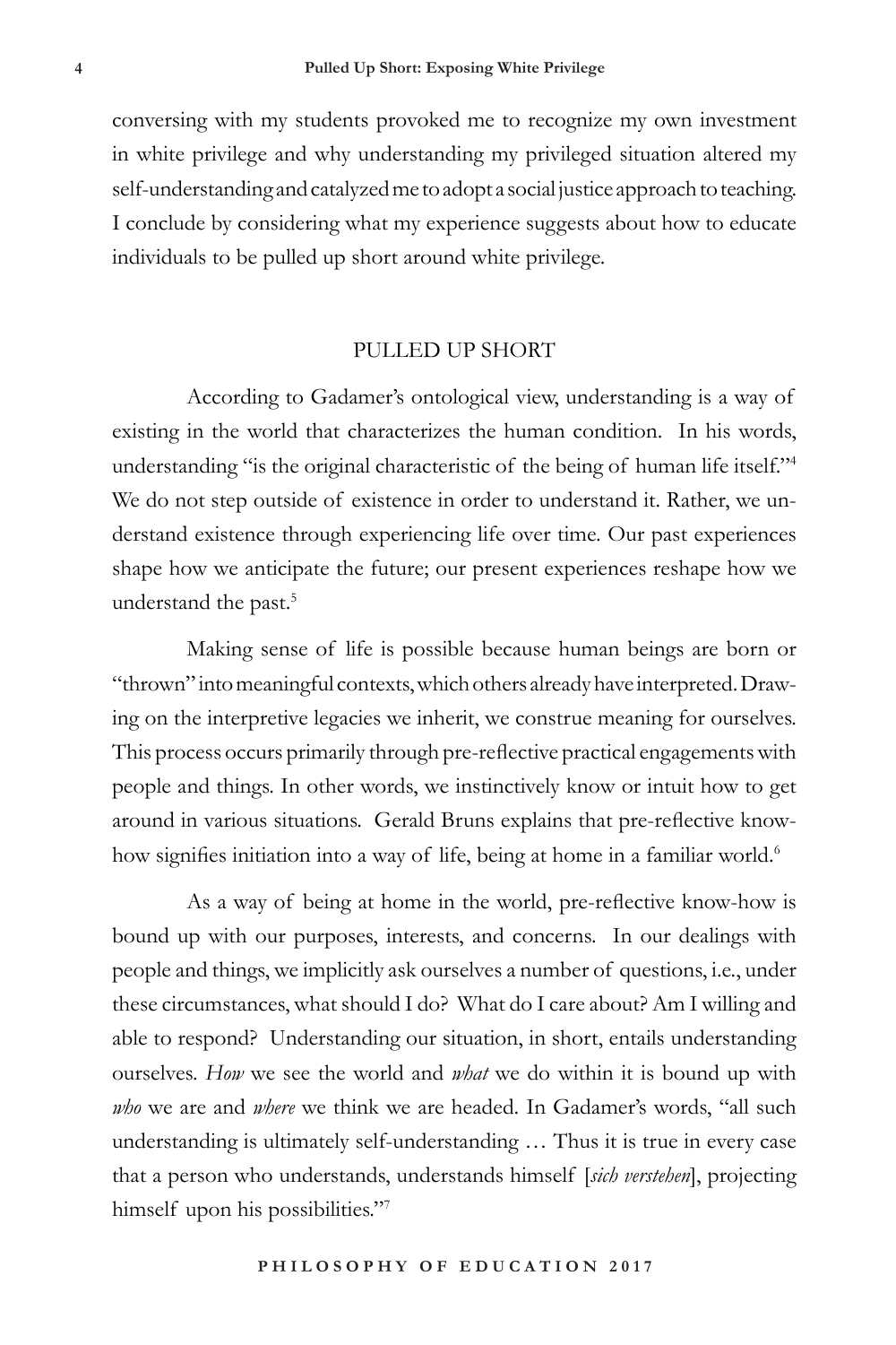conversing with my students provoked me to recognize my own investment in white privilege and why understanding my privileged situation altered my self-understanding and catalyzed me to adopt a social justice approach to teaching. I conclude by considering what my experience suggests about how to educate individuals to be pulled up short around white privilege.

## PULLED UP SHORT

According to Gadamer's ontological view, understanding is a way of existing in the world that characterizes the human condition. In his words, understanding "is the original characteristic of the being of human life itself."[4] We do not step outside of existence in order to understand it. Rather, we understand existence through experiencing life over time. Our past experiences shape how we anticipate the future; our present experiences reshape how we understand the past.[5]

Making sense of life is possible because human beings are born or "thrown" into meaningful contexts, which others already have interpreted. Drawing on the interpretive legacies we inherit, we construe meaning for ourselves. This process occurs primarily through pre-reflective practical engagements with people and things. In other words, we instinctively know or intuit how to get around in various situations. Gerald Bruns explains that pre-reflective know-how signifies initiation into a way of life, being at home in a familiar world.[6]

As a way of being at home in the world, pre-reflective know-how is bound up with our purposes, interests, and concerns. In our dealings with people and things, we implicitly ask ourselves a number of questions, i.e., under these circumstances, what should I do? What do I care about? Am I willing and able to respond? Understanding our situation, in short, entails understanding ourselves. *How* we see the world and *what* we do within it is bound up with *who* we are and *where* we think we are headed. In Gadamer's words, "all such understanding is ultimately self-understanding … Thus it is true in every case that a person who understands, understands himself [*sich verstehen*], projecting himself upon his possibilities."[7]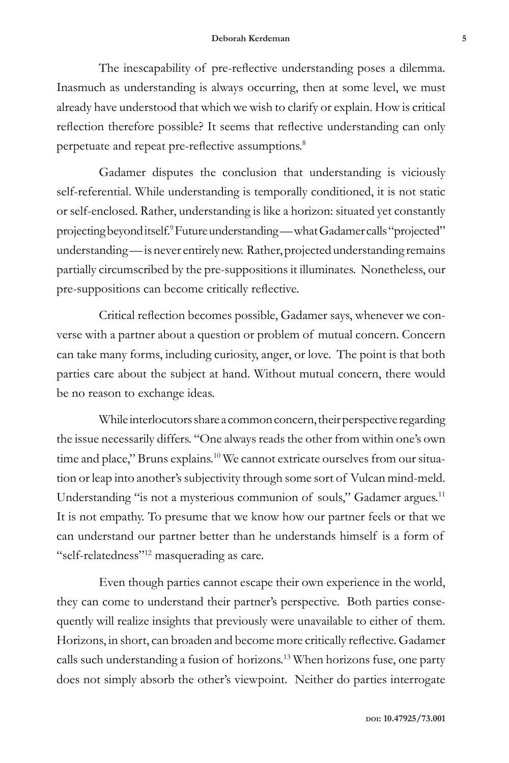The inescapability of pre-reflective understanding poses a dilemma. Inasmuch as understanding is always occurring, then at some level, we must already have understood that which we wish to clarify or explain. How is critical reflection therefore possible? It seems that reflective understanding can only perpetuate and repeat pre-reflective assumptions.[8]

Gadamer disputes the conclusion that understanding is viciously self-referential. While understanding is temporally conditioned, it is not static or self-enclosed. Rather, understanding is like a horizon: situated yet constantly projecting beyond itself.[9] Future understanding—what Gadamer calls "projected" understanding—is never entirely new. Rather, projected understanding remains partially circumscribed by the pre-suppositions it illuminates. Nonetheless, our pre-suppositions can become critically reflective.

Critical reflection becomes possible, Gadamer says, whenever we converse with a partner about a question or problem of mutual concern. Concern can take many forms, including curiosity, anger, or love. The point is that both parties care about the subject at hand. Without mutual concern, there would be no reason to exchange ideas.

While interlocutors share a common concern, their perspective regarding the issue necessarily differs. "One always reads the other from within one's own time and place," Bruns explains.[10] We cannot extricate ourselves from our situation or leap into another's subjectivity through some sort of Vulcan mind-meld. Understanding "is not a mysterious communion of souls," Gadamer argues.[11] It is not empathy. To presume that we know how our partner feels or that we can understand our partner better than he understands himself is a form of "self-relatedness"[12] masquerading as care.

Even though parties cannot escape their own experience in the world, they can come to understand their partner's perspective. Both parties consequently will realize insights that previously were unavailable to either of them. Horizons, in short, can broaden and become more critically reflective. Gadamer calls such understanding a fusion of horizons.[13] When horizons fuse, one party does not simply absorb the other's viewpoint. Neither do parties interrogate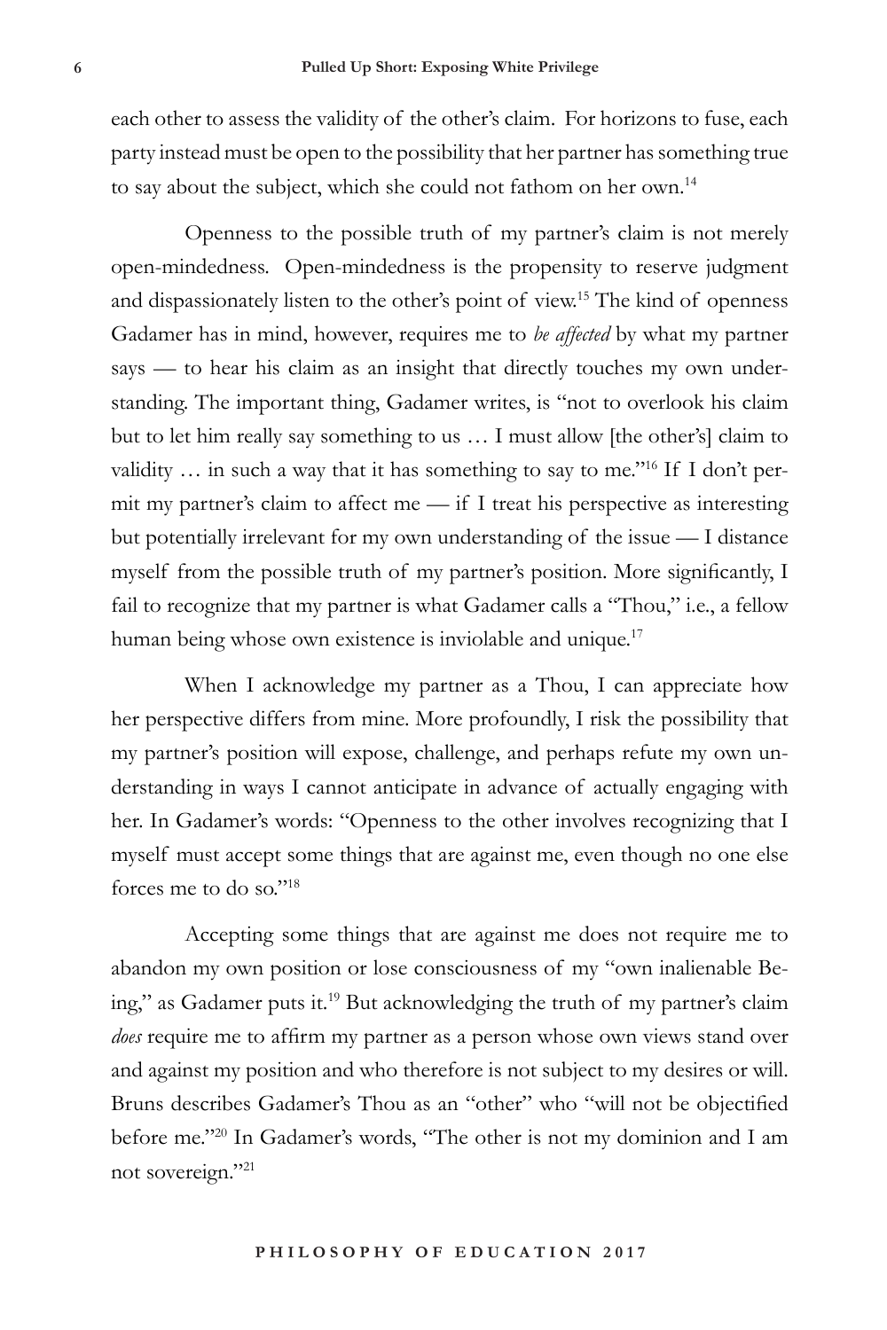each other to assess the validity of the other's claim. For horizons to fuse, each party instead must be open to the possibility that her partner has something true to say about the subject, which she could not fathom on her own.[14]

Openness to the possible truth of my partner's claim is not merely open-mindedness. Open-mindedness is the propensity to reserve judgment and dispassionately listen to the other's point of view.[15] The kind of openness Gadamer has in mind, however, requires me to *be affected* by what my partner says — to hear his claim as an insight that directly touches my own understanding. The important thing, Gadamer writes, is "not to overlook his claim but to let him really say something to us … I must allow [the other's] claim to validity … in such a way that it has something to say to me."[16] If I don't permit my partner's claim to affect me — if I treat his perspective as interesting but potentially irrelevant for my own understanding of the issue — I distance myself from the possible truth of my partner's position. More significantly, I fail to recognize that my partner is what Gadamer calls a "Thou," i.e., a fellow human being whose own existence is inviolable and unique.[17]

When I acknowledge my partner as a Thou, I can appreciate how her perspective differs from mine. More profoundly, I risk the possibility that my partner's position will expose, challenge, and perhaps refute my own understanding in ways I cannot anticipate in advance of actually engaging with her. In Gadamer's words: "Openness to the other involves recognizing that I myself must accept some things that are against me, even though no one else forces me to do so."[18]

Accepting some things that are against me does not require me to abandon my own position or lose consciousness of my "own inalienable Being," as Gadamer puts it.[19] But acknowledging the truth of my partner's claim *does* require me to affirm my partner as a person whose own views stand over and against my position and who therefore is not subject to my desires or will. Bruns describes Gadamer's Thou as an "other" who "will not be objectified before me."[20] In Gadamer's words, "The other is not my dominion and I am not sovereign."[21]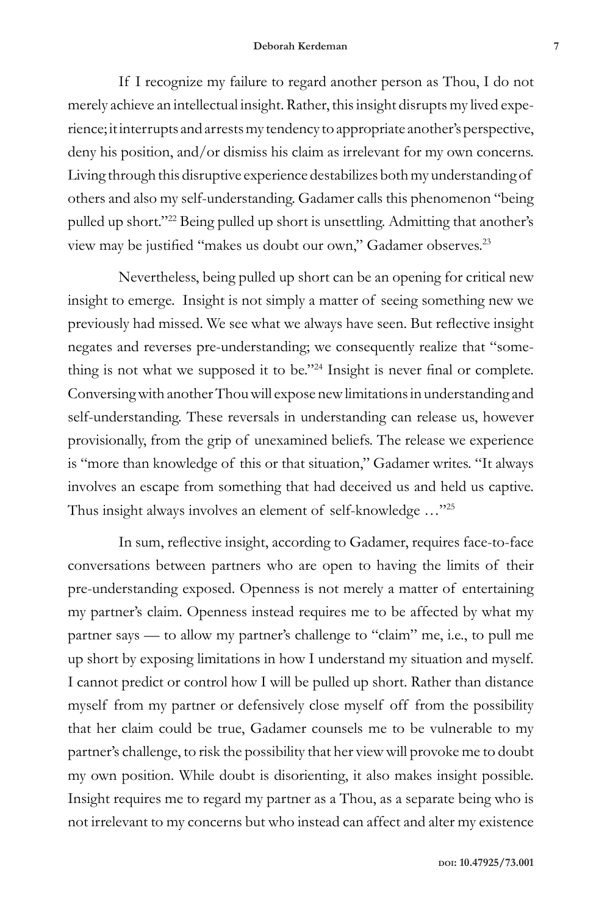If I recognize my failure to regard another person as Thou, I do not merely achieve an intellectual insight. Rather, this insight disrupts my lived experience; it interrupts and arrests my tendency to appropriate another's perspective, deny his position, and/or dismiss his claim as irrelevant for my own concerns. Living through this disruptive experience destabilizes both my understanding of others and also my self-understanding. Gadamer calls this phenomenon "being pulled up short."[22] Being pulled up short is unsettling. Admitting that another's view may be justified "makes us doubt our own," Gadamer observes.[23]

Nevertheless, being pulled up short can be an opening for critical new insight to emerge. Insight is not simply a matter of seeing something new we previously had missed. We see what we always have seen. But reflective insight negates and reverses pre-understanding; we consequently realize that "something is not what we supposed it to be."[24] Insight is never final or complete. Conversing with another Thou will expose new limitations in understanding and self-understanding. These reversals in understanding can release us, however provisionally, from the grip of unexamined beliefs. The release we experience is "more than knowledge of this or that situation," Gadamer writes. "It always involves an escape from something that had deceived us and held us captive. Thus insight always involves an element of self-knowledge …"[25]

In sum, reflective insight, according to Gadamer, requires face-to-face conversations between partners who are open to having the limits of their pre-understanding exposed. Openness is not merely a matter of entertaining my partner's claim. Openness instead requires me to be affected by what my partner says — to allow my partner's challenge to "claim" me, i.e., to pull me up short by exposing limitations in how I understand my situation and myself. I cannot predict or control how I will be pulled up short. Rather than distance myself from my partner or defensively close myself off from the possibility that her claim could be true, Gadamer counsels me to be vulnerable to my partner's challenge, to risk the possibility that her view will provoke me to doubt my own position. While doubt is disorienting, it also makes insight possible. Insight requires me to regard my partner as a Thou, as a separate being who is not irrelevant to my concerns but who instead can affect and alter my existence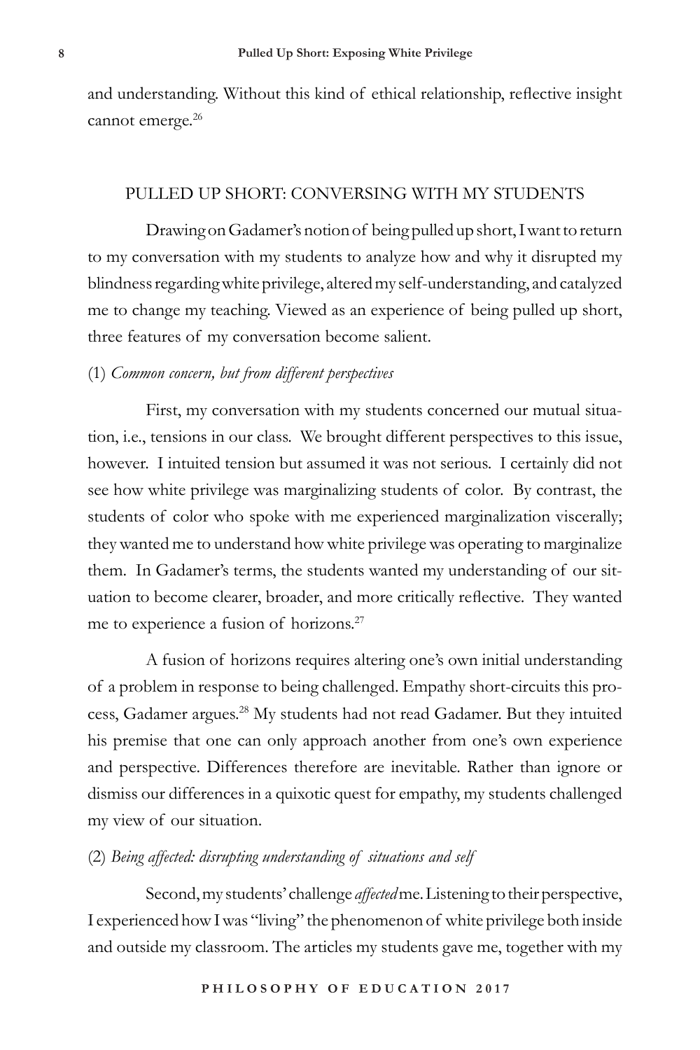and understanding. Without this kind of ethical relationship, reflective insight cannot emerge.[26]

## PULLED UP SHORT: CONVERSING WITH MY STUDENTS

Drawing on Gadamer's notion of being pulled up short, I want to return to my conversation with my students to analyze how and why it disrupted my blindness regarding white privilege, altered my self-understanding, and catalyzed me to change my teaching. Viewed as an experience of being pulled up short, three features of my conversation become salient.

### (1) *Common concern, but from different perspectives*

First, my conversation with my students concerned our mutual situation, i.e., tensions in our class. We brought different perspectives to this issue, however. I intuited tension but assumed it was not serious. I certainly did not see how white privilege was marginalizing students of color. By contrast, the students of color who spoke with me experienced marginalization viscerally; they wanted me to understand how white privilege was operating to marginalize them. In Gadamer's terms, the students wanted my understanding of our situation to become clearer, broader, and more critically reflective. They wanted me to experience a fusion of horizons.[27]

A fusion of horizons requires altering one's own initial understanding of a problem in response to being challenged. Empathy short-circuits this process, Gadamer argues.[28] My students had not read Gadamer. But they intuited his premise that one can only approach another from one's own experience and perspective. Differences therefore are inevitable. Rather than ignore or dismiss our differences in a quixotic quest for empathy, my students challenged my view of our situation.

### (2) *Being affected: disrupting understanding of situations and self*

Second, my students' challenge *affected* me. Listening to their perspective, I experienced how I was "living" the phenomenon of white privilege both inside and outside my classroom. The articles my students gave me, together with my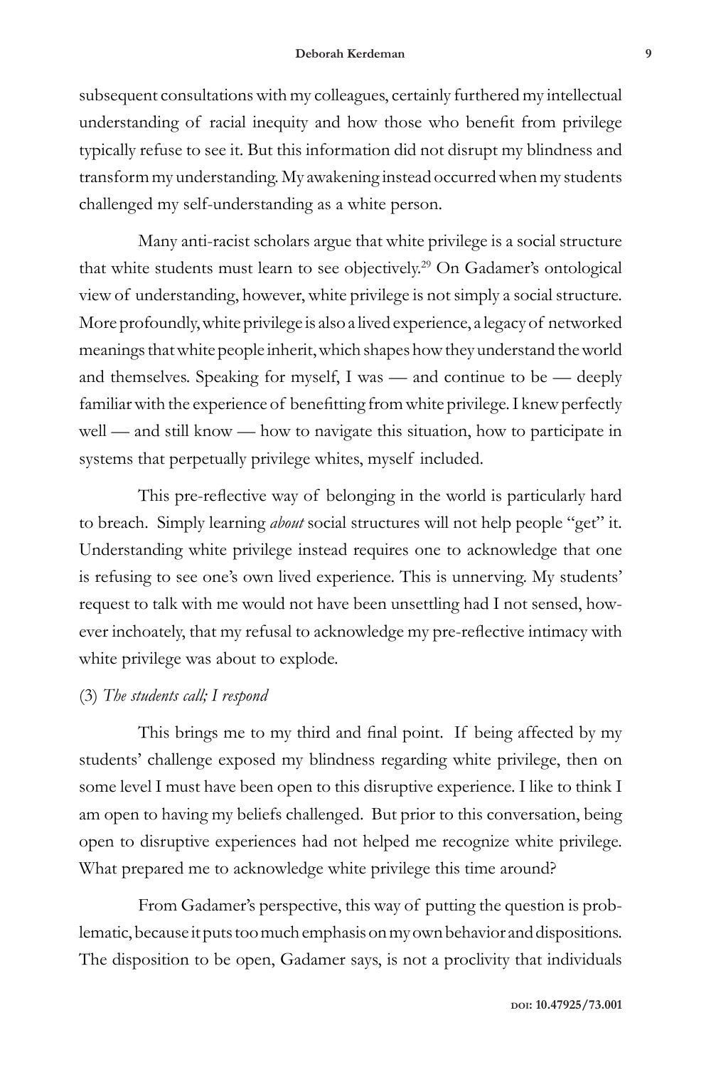subsequent consultations with my colleagues, certainly furthered my intellectual understanding of racial inequity and how those who benefit from privilege typically refuse to see it. But this information did not disrupt my blindness and transform my understanding. My awakening instead occurred when my students challenged my self-understanding as a white person.

Many anti-racist scholars argue that white privilege is a social structure that white students must learn to see objectively.[29] On Gadamer's ontological view of understanding, however, white privilege is not simply a social structure. More profoundly, white privilege is also a lived experience, a legacy of networked meanings that white people inherit, which shapes how they understand the world and themselves. Speaking for myself, I was — and continue to be — deeply familiar with the experience of benefitting from white privilege. I knew perfectly well — and still know — how to navigate this situation, how to participate in systems that perpetually privilege whites, myself included.

This pre-reflective way of belonging in the world is particularly hard to breach. Simply learning *about* social structures will not help people "get" it. Understanding white privilege instead requires one to acknowledge that one is refusing to see one's own lived experience. This is unnerving. My students' request to talk with me would not have been unsettling had I not sensed, however inchoately, that my refusal to acknowledge my pre-reflective intimacy with white privilege was about to explode.

(3) *The students call; I respond*

This brings me to my third and final point. If being affected by my students' challenge exposed my blindness regarding white privilege, then on some level I must have been open to this disruptive experience. I like to think I am open to having my beliefs challenged. But prior to this conversation, being open to disruptive experiences had not helped me recognize white privilege. What prepared me to acknowledge white privilege this time around?

From Gadamer's perspective, this way of putting the question is problematic, because it puts too much emphasis on my own behavior and dispositions. The disposition to be open, Gadamer says, is not a proclivity that individuals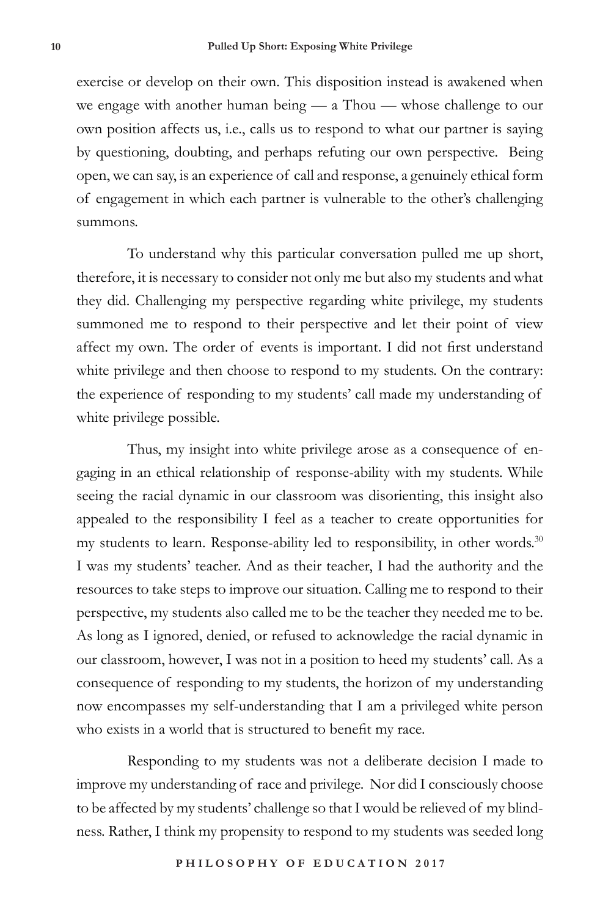exercise or develop on their own. This disposition instead is awakened when we engage with another human being — a Thou — whose challenge to our own position affects us, i.e., calls us to respond to what our partner is saying by questioning, doubting, and perhaps refuting our own perspective. Being open, we can say, is an experience of call and response, a genuinely ethical form of engagement in which each partner is vulnerable to the other's challenging summons.

To understand why this particular conversation pulled me up short, therefore, it is necessary to consider not only me but also my students and what they did. Challenging my perspective regarding white privilege, my students summoned me to respond to their perspective and let their point of view affect my own. The order of events is important. I did not first understand white privilege and then choose to respond to my students. On the contrary: the experience of responding to my students' call made my understanding of white privilege possible.

Thus, my insight into white privilege arose as a consequence of engaging in an ethical relationship of response-ability with my students. While seeing the racial dynamic in our classroom was disorienting, this insight also appealed to the responsibility I feel as a teacher to create opportunities for my students to learn. Response-ability led to responsibility, in other words.[30] I was my students' teacher. And as their teacher, I had the authority and the resources to take steps to improve our situation. Calling me to respond to their perspective, my students also called me to be the teacher they needed me to be. As long as I ignored, denied, or refused to acknowledge the racial dynamic in our classroom, however, I was not in a position to heed my students' call. As a consequence of responding to my students, the horizon of my understanding now encompasses my self-understanding that I am a privileged white person who exists in a world that is structured to benefit my race.

Responding to my students was not a deliberate decision I made to improve my understanding of race and privilege. Nor did I consciously choose to be affected by my students' challenge so that I would be relieved of my blindness. Rather, I think my propensity to respond to my students was seeded long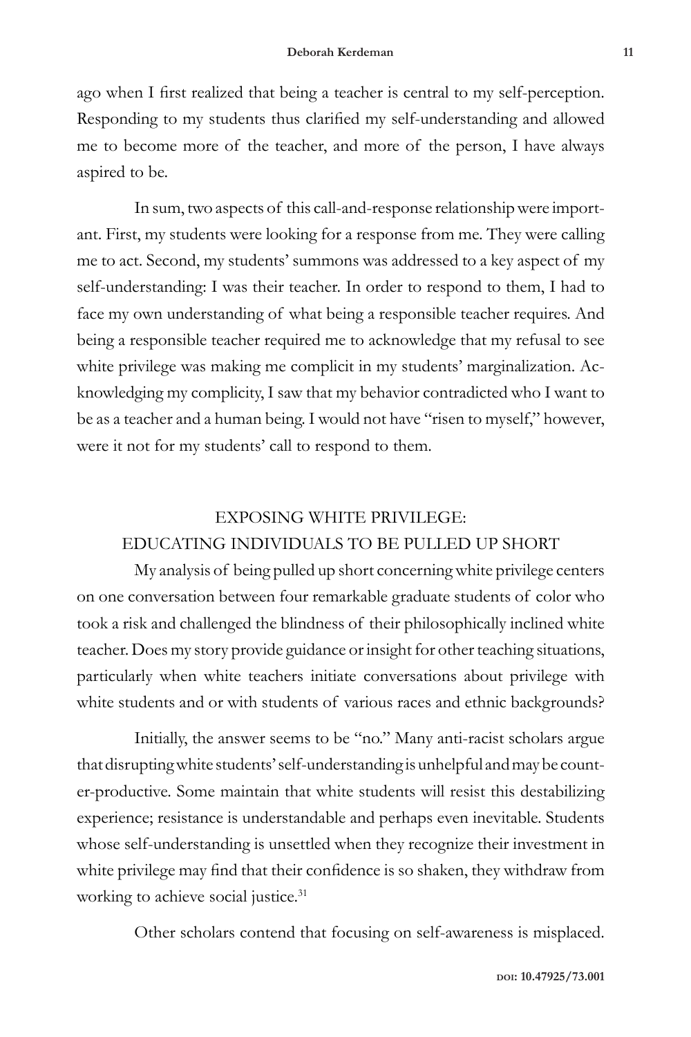ago when I first realized that being a teacher is central to my self-perception. Responding to my students thus clarified my self-understanding and allowed me to become more of the teacher, and more of the person, I have always aspired to be.

In sum, two aspects of this call-and-response relationship were important. First, my students were looking for a response from me. They were calling me to act. Second, my students' summons was addressed to a key aspect of my self-understanding: I was their teacher. In order to respond to them, I had to face my own understanding of what being a responsible teacher requires. And being a responsible teacher required me to acknowledge that my refusal to see white privilege was making me complicit in my students' marginalization. Acknowledging my complicity, I saw that my behavior contradicted who I want to be as a teacher and a human being. I would not have "risen to myself," however, were it not for my students' call to respond to them.

## EXPOSING WHITE PRIVILEGE: EDUCATING INDIVIDUALS TO BE PULLED UP SHORT

My analysis of being pulled up short concerning white privilege centers on one conversation between four remarkable graduate students of color who took a risk and challenged the blindness of their philosophically inclined white teacher. Does my story provide guidance or insight for other teaching situations, particularly when white teachers initiate conversations about privilege with white students and or with students of various races and ethnic backgrounds?

Initially, the answer seems to be "no." Many anti-racist scholars argue that disrupting white students' self-understanding is unhelpful and may be counter-productive. Some maintain that white students will resist this destabilizing experience; resistance is understandable and perhaps even inevitable. Students whose self-understanding is unsettled when they recognize their investment in white privilege may find that their confidence is so shaken, they withdraw from working to achieve social justice.[31]

Other scholars contend that focusing on self-awareness is misplaced.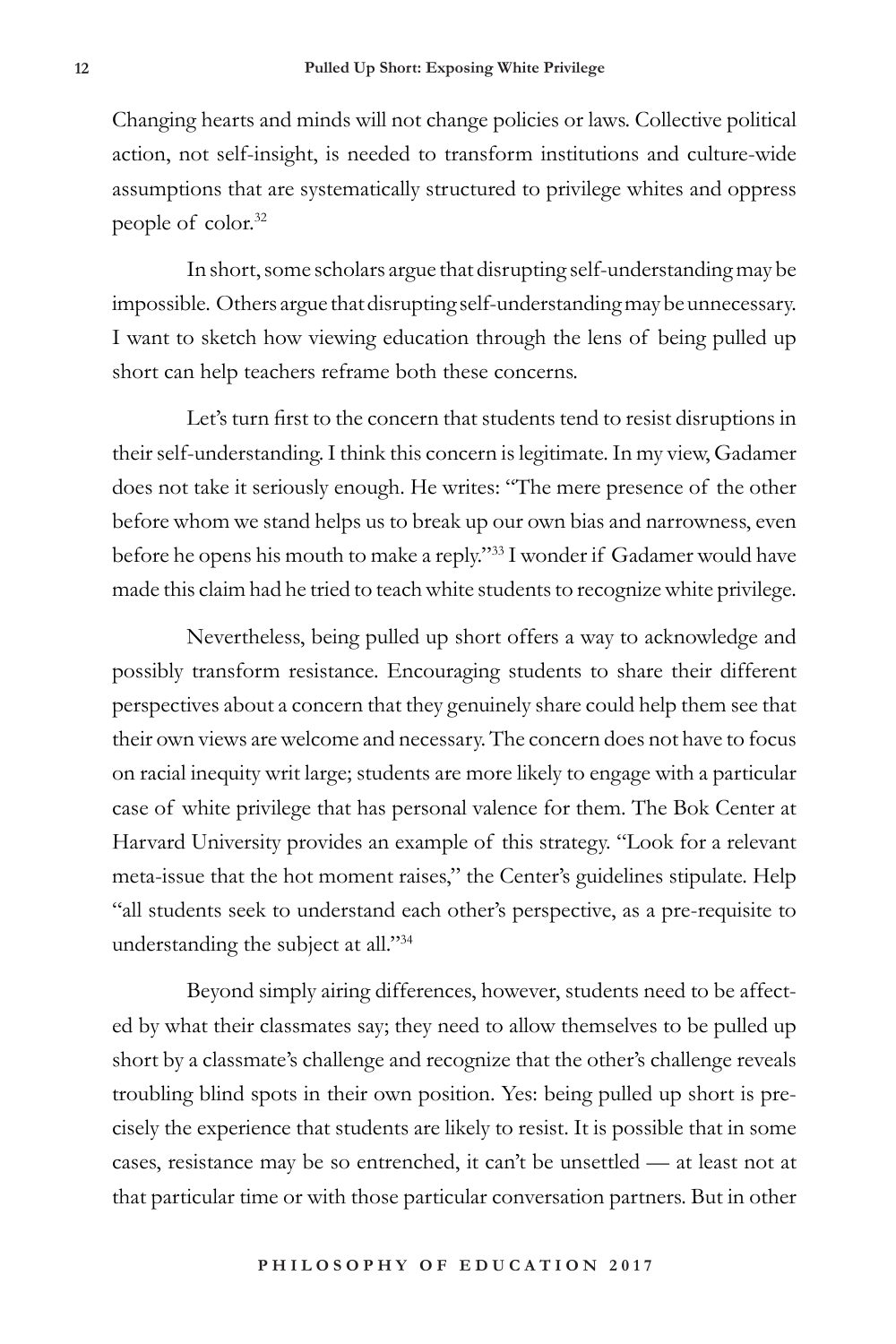Changing hearts and minds will not change policies or laws. Collective political action, not self-insight, is needed to transform institutions and culture-wide assumptions that are systematically structured to privilege whites and oppress people of color.[32]

In short, some scholars argue that disrupting self-understanding may be impossible. Others argue that disrupting self-understanding may be unnecessary. I want to sketch how viewing education through the lens of being pulled up short can help teachers reframe both these concerns.

Let's turn first to the concern that students tend to resist disruptions in their self-understanding. I think this concern is legitimate. In my view, Gadamer does not take it seriously enough. He writes: "The mere presence of the other before whom we stand helps us to break up our own bias and narrowness, even before he opens his mouth to make a reply."[33] I wonder if Gadamer would have made this claim had he tried to teach white students to recognize white privilege.

Nevertheless, being pulled up short offers a way to acknowledge and possibly transform resistance. Encouraging students to share their different perspectives about a concern that they genuinely share could help them see that their own views are welcome and necessary. The concern does not have to focus on racial inequity writ large; students are more likely to engage with a particular case of white privilege that has personal valence for them. The Bok Center at Harvard University provides an example of this strategy. "Look for a relevant meta-issue that the hot moment raises," the Center's guidelines stipulate. Help "all students seek to understand each other's perspective, as a pre-requisite to understanding the subject at all."[34]

Beyond simply airing differences, however, students need to be affected by what their classmates say; they need to allow themselves to be pulled up short by a classmate's challenge and recognize that the other's challenge reveals troubling blind spots in their own position. Yes: being pulled up short is precisely the experience that students are likely to resist. It is possible that in some cases, resistance may be so entrenched, it can't be unsettled — at least not at that particular time or with those particular conversation partners. But in other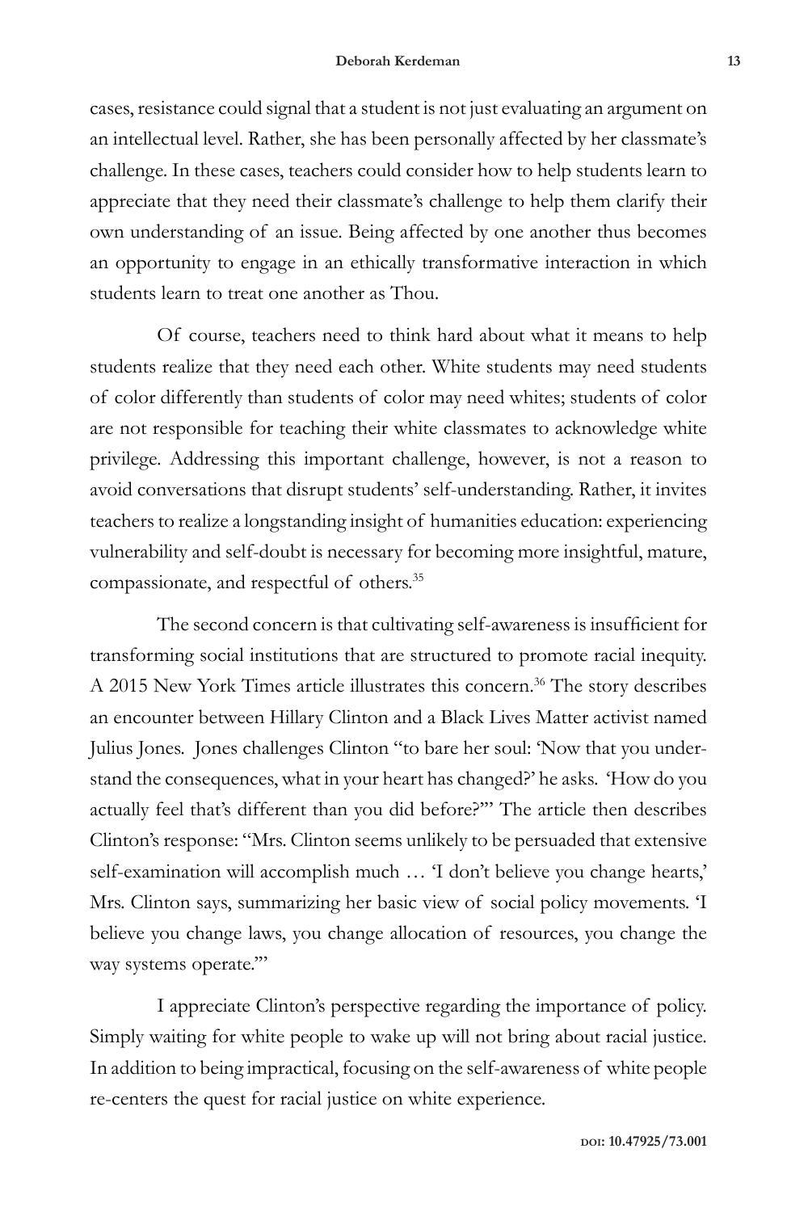cases, resistance could signal that a student is not just evaluating an argument on an intellectual level. Rather, she has been personally affected by her classmate's challenge. In these cases, teachers could consider how to help students learn to appreciate that they need their classmate's challenge to help them clarify their own understanding of an issue. Being affected by one another thus becomes an opportunity to engage in an ethically transformative interaction in which students learn to treat one another as Thou.

Of course, teachers need to think hard about what it means to help students realize that they need each other. White students may need students of color differently than students of color may need whites; students of color are not responsible for teaching their white classmates to acknowledge white privilege. Addressing this important challenge, however, is not a reason to avoid conversations that disrupt students' self-understanding. Rather, it invites teachers to realize a longstanding insight of humanities education: experiencing vulnerability and self-doubt is necessary for becoming more insightful, mature, compassionate, and respectful of others.[35]

The second concern is that cultivating self-awareness is insufficient for transforming social institutions that are structured to promote racial inequity. A 2015 New York Times article illustrates this concern.[36] The story describes an encounter between Hillary Clinton and a Black Lives Matter activist named Julius Jones. Jones challenges Clinton "to bare her soul: 'Now that you understand the consequences, what in your heart has changed?' he asks. 'How do you actually feel that's different than you did before?'" The article then describes Clinton's response: "Mrs. Clinton seems unlikely to be persuaded that extensive self-examination will accomplish much … 'I don't believe you change hearts,' Mrs. Clinton says, summarizing her basic view of social policy movements. 'I believe you change laws, you change allocation of resources, you change the way systems operate.'"

I appreciate Clinton's perspective regarding the importance of policy. Simply waiting for white people to wake up will not bring about racial justice. In addition to being impractical, focusing on the self-awareness of white people re-centers the quest for racial justice on white experience.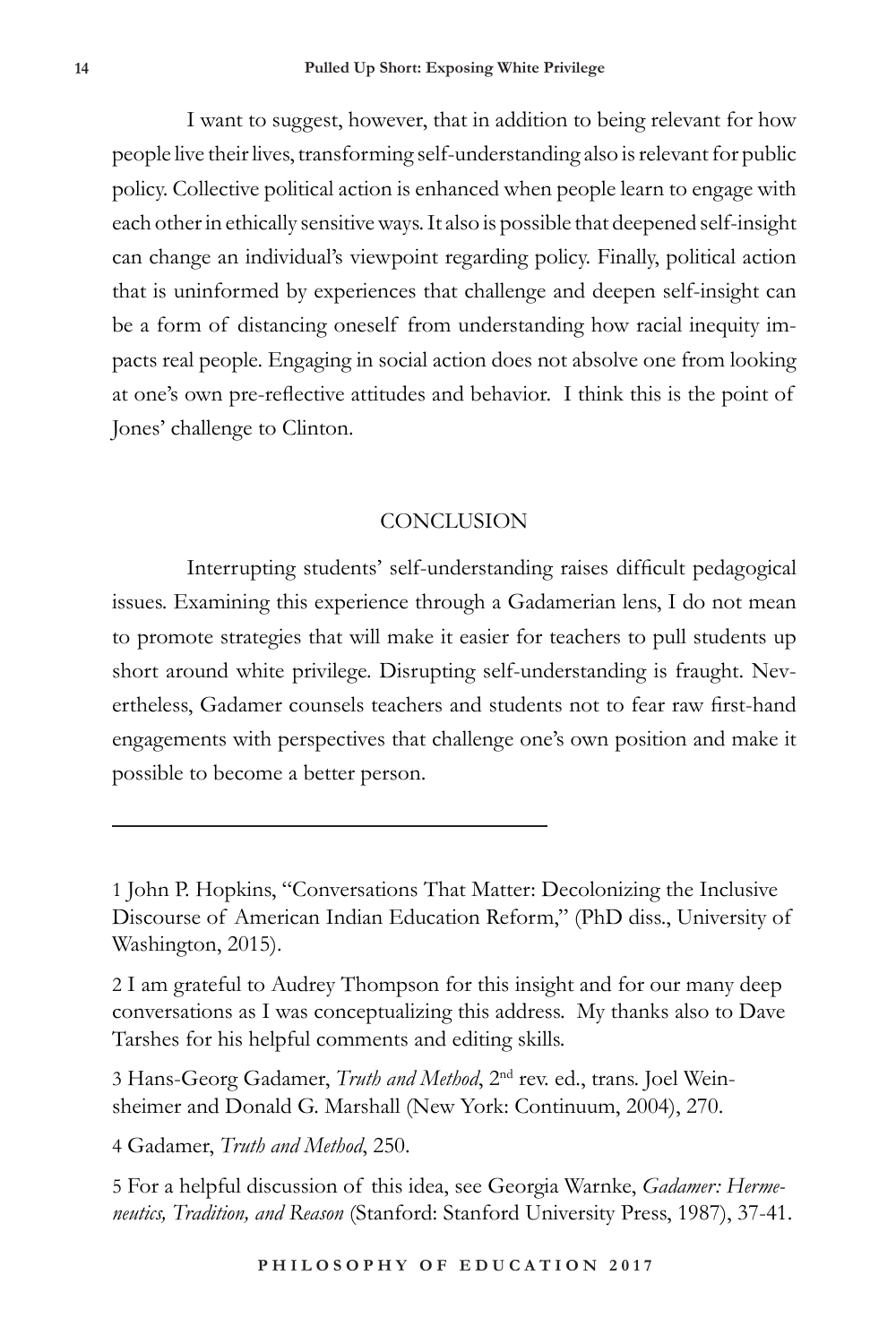I want to suggest, however, that in addition to being relevant for how people live their lives, transforming self-understanding also is relevant for public policy. Collective political action is enhanced when people learn to engage with each other in ethically sensitive ways. It also is possible that deepened self-insight can change an individual's viewpoint regarding policy. Finally, political action that is uninformed by experiences that challenge and deepen self-insight can be a form of distancing oneself from understanding how racial inequity impacts real people. Engaging in social action does not absolve one from looking at one's own pre-reflective attitudes and behavior. I think this is the point of Jones' challenge to Clinton.

## CONCLUSION

Interrupting students' self-understanding raises difficult pedagogical issues. Examining this experience through a Gadamerian lens, I do not mean to promote strategies that will make it easier for teachers to pull students up short around white privilege. Disrupting self-understanding is fraught. Nevertheless, Gadamer counsels teachers and students not to fear raw first-hand engagements with perspectives that challenge one's own position and make it possible to become a better person.

---

1 John P. Hopkins, "Conversations That Matter: Decolonizing the Inclusive Discourse of American Indian Education Reform," (PhD diss., University of Washington, 2015).

2 I am grateful to Audrey Thompson for this insight and for our many deep conversations as I was conceptualizing this address. My thanks also to Dave Tarshes for his helpful comments and editing skills.

3 Hans-Georg Gadamer, *Truth and Method*, 2nd rev. ed., trans. Joel Weinsheimer and Donald G. Marshall (New York: Continuum, 2004), 270.

4 Gadamer, *Truth and Method*, 250.

5 For a helpful discussion of this idea, see Georgia Warnke, *Gadamer: Hermeneutics, Tradition, and Reason* (Stanford: Stanford University Press, 1987), 37-41.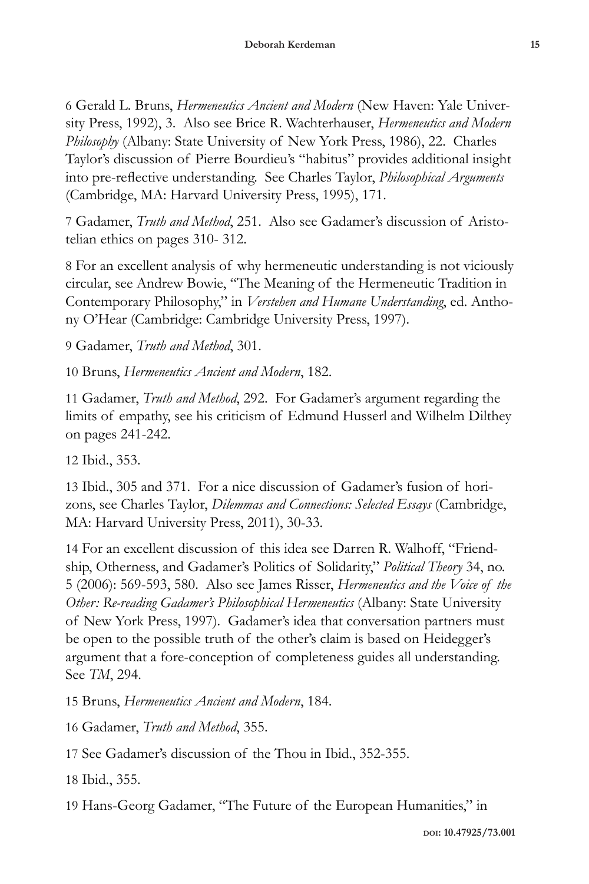6 Gerald L. Bruns, *Hermeneutics Ancient and Modern* (New Haven: Yale University Press, 1992), 3. Also see Brice R. Wachterhauser, *Hermeneutics and Modern Philosophy* (Albany: State University of New York Press, 1986), 22. Charles Taylor's discussion of Pierre Bourdieu's "habitus" provides additional insight into pre-reflective understanding. See Charles Taylor, *Philosophical Arguments* (Cambridge, MA: Harvard University Press, 1995), 171.

7 Gadamer, *Truth and Method*, 251. Also see Gadamer's discussion of Aristotelian ethics on pages 310- 312.

8 For an excellent analysis of why hermeneutic understanding is not viciously circular, see Andrew Bowie, "The Meaning of the Hermeneutic Tradition in Contemporary Philosophy," in *Verstehen and Humane Understanding*, ed. Anthony O'Hear (Cambridge: Cambridge University Press, 1997).

9 Gadamer, *Truth and Method*, 301.

10 Bruns, *Hermeneutics Ancient and Modern*, 182.

11 Gadamer, *Truth and Method*, 292. For Gadamer's argument regarding the limits of empathy, see his criticism of Edmund Husserl and Wilhelm Dilthey on pages 241-242.

12 Ibid., 353.

13 Ibid., 305 and 371. For a nice discussion of Gadamer's fusion of horizons, see Charles Taylor, *Dilemmas and Connections: Selected Essays* (Cambridge, MA: Harvard University Press, 2011), 30-33.

14 For an excellent discussion of this idea see Darren R. Walhoff, "Friendship, Otherness, and Gadamer's Politics of Solidarity," *Political Theory* 34, no. 5 (2006): 569-593, 580. Also see James Risser, *Hermeneutics and the Voice of the Other: Re-reading Gadamer's Philosophical Hermeneutics* (Albany: State University of New York Press, 1997). Gadamer's idea that conversation partners must be open to the possible truth of the other's claim is based on Heidegger's argument that a fore-conception of completeness guides all understanding. See *TM*, 294.

15 Bruns, *Hermeneutics Ancient and Modern*, 184.

16 Gadamer, *Truth and Method*, 355.

17 See Gadamer's discussion of the Thou in Ibid., 352-355.

18 Ibid., 355.

19 Hans-Georg Gadamer, "The Future of the European Humanities," in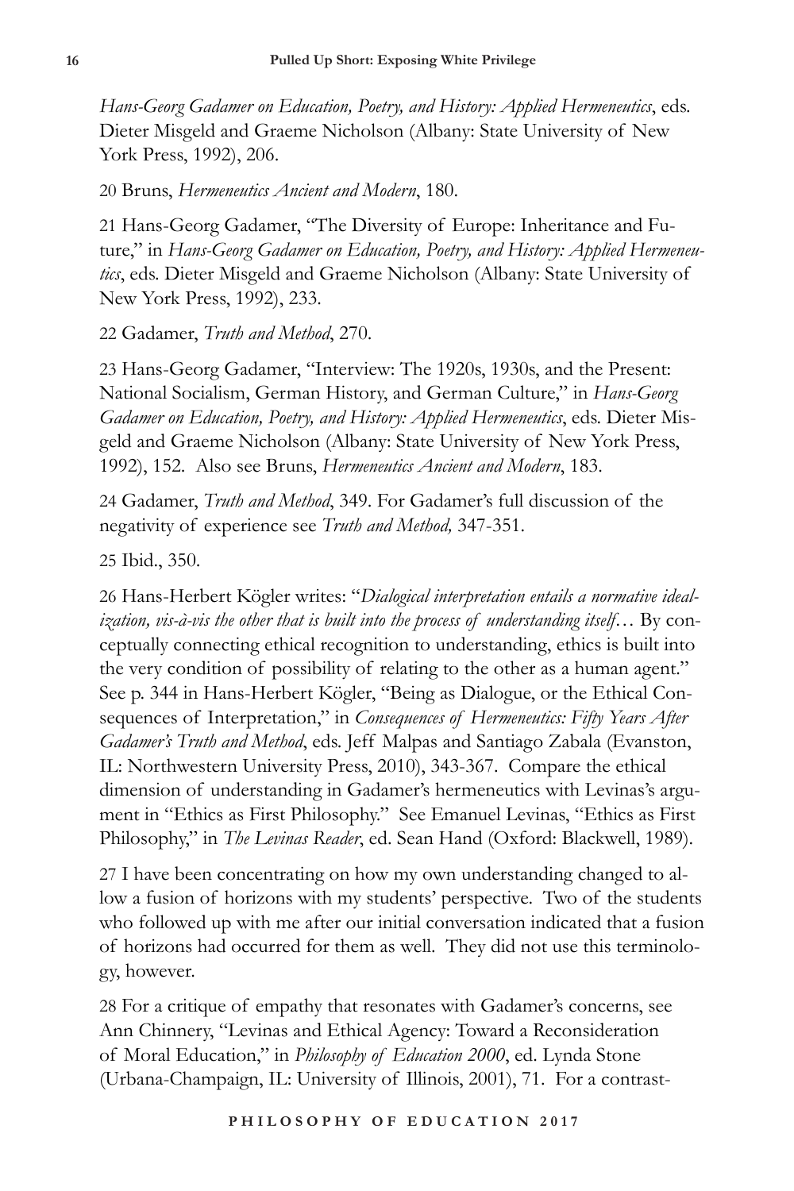*Hans-Georg Gadamer on Education, Poetry, and History: Applied Hermeneutics*, eds. Dieter Misgeld and Graeme Nicholson (Albany: State University of New York Press, 1992), 206.

20 Bruns, *Hermeneutics Ancient and Modern*, 180.

21 Hans-Georg Gadamer, "The Diversity of Europe: Inheritance and Future," in *Hans-Georg Gadamer on Education, Poetry, and History: Applied Hermeneutics*, eds. Dieter Misgeld and Graeme Nicholson (Albany: State University of New York Press, 1992), 233.

22 Gadamer, *Truth and Method*, 270.

23 Hans-Georg Gadamer, "Interview: The 1920s, 1930s, and the Present: National Socialism, German History, and German Culture," in *Hans-Georg Gadamer on Education, Poetry, and History: Applied Hermeneutics*, eds. Dieter Misgeld and Graeme Nicholson (Albany: State University of New York Press, 1992), 152. Also see Bruns, *Hermeneutics Ancient and Modern*, 183.

24 Gadamer, *Truth and Method*, 349. For Gadamer's full discussion of the negativity of experience see *Truth and Method,* 347-351.

25 Ibid., 350.

26 Hans-Herbert Kögler writes: "*Dialogical interpretation entails a normative idealization, vis-à-vis the other that is built into the process of understanding itself*… By conceptually connecting ethical recognition to understanding, ethics is built into the very condition of possibility of relating to the other as a human agent." See p. 344 in Hans-Herbert Kögler, "Being as Dialogue, or the Ethical Consequences of Interpretation," in *Consequences of Hermeneutics: Fifty Years After Gadamer's Truth and Method*, eds. Jeff Malpas and Santiago Zabala (Evanston, IL: Northwestern University Press, 2010), 343-367. Compare the ethical dimension of understanding in Gadamer's hermeneutics with Levinas's argument in "Ethics as First Philosophy." See Emanuel Levinas, "Ethics as First Philosophy," in *The Levinas Reader*, ed. Sean Hand (Oxford: Blackwell, 1989).

27 I have been concentrating on how my own understanding changed to allow a fusion of horizons with my students' perspective. Two of the students who followed up with me after our initial conversation indicated that a fusion of horizons had occurred for them as well. They did not use this terminology, however.

28 For a critique of empathy that resonates with Gadamer's concerns, see Ann Chinnery, "Levinas and Ethical Agency: Toward a Reconsideration of Moral Education," in *Philosophy of Education 2000*, ed. Lynda Stone (Urbana-Champaign, IL: University of Illinois, 2001), 71. For a contrast-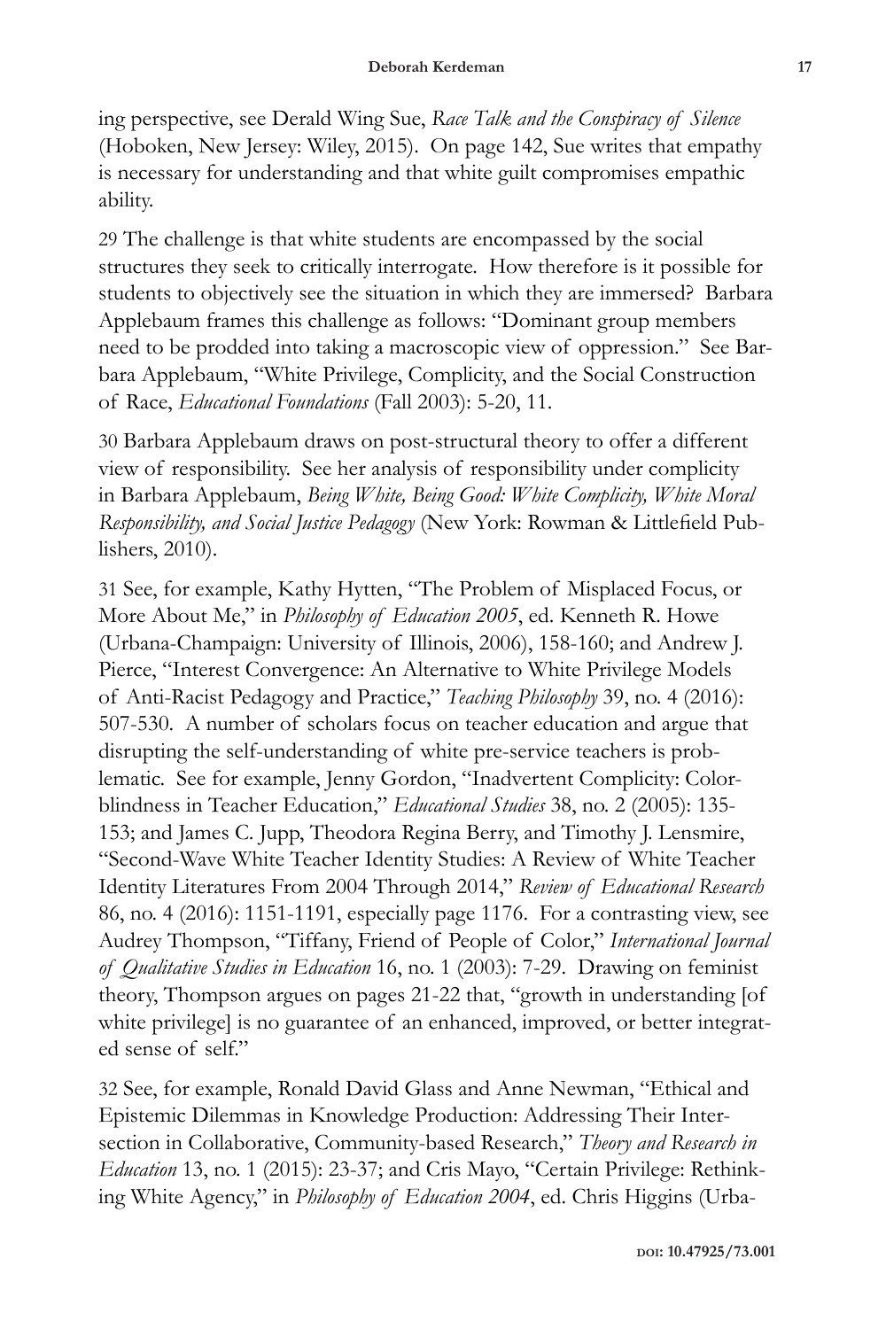ing perspective, see Derald Wing Sue, *Race Talk and the Conspiracy of Silence* (Hoboken, New Jersey: Wiley, 2015). On page 142, Sue writes that empathy is necessary for understanding and that white guilt compromises empathic ability.

29 The challenge is that white students are encompassed by the social structures they seek to critically interrogate. How therefore is it possible for students to objectively see the situation in which they are immersed? Barbara Applebaum frames this challenge as follows: "Dominant group members need to be prodded into taking a macroscopic view of oppression." See Barbara Applebaum, "White Privilege, Complicity, and the Social Construction of Race, *Educational Foundations* (Fall 2003): 5-20, 11.

30 Barbara Applebaum draws on post-structural theory to offer a different view of responsibility. See her analysis of responsibility under complicity in Barbara Applebaum, *Being White, Being Good: White Complicity, White Moral Responsibility, and Social Justice Pedagogy* (New York: Rowman & Littlefield Publishers, 2010).

31 See, for example, Kathy Hytten, "The Problem of Misplaced Focus, or More About Me," in *Philosophy of Education 2005*, ed. Kenneth R. Howe (Urbana-Champaign: University of Illinois, 2006), 158-160; and Andrew J. Pierce, "Interest Convergence: An Alternative to White Privilege Models of Anti-Racist Pedagogy and Practice," *Teaching Philosophy* 39, no. 4 (2016): 507-530. A number of scholars focus on teacher education and argue that disrupting the self-understanding of white pre-service teachers is problematic. See for example, Jenny Gordon, "Inadvertent Complicity: Colorblindness in Teacher Education," *Educational Studies* 38, no. 2 (2005): 135-153; and James C. Jupp, Theodora Regina Berry, and Timothy J. Lensmire, "Second-Wave White Teacher Identity Studies: A Review of White Teacher Identity Literatures From 2004 Through 2014," *Review of Educational Research* 86, no. 4 (2016): 1151-1191, especially page 1176. For a contrasting view, see Audrey Thompson, "Tiffany, Friend of People of Color," *International Journal of Qualitative Studies in Education* 16, no. 1 (2003): 7-29. Drawing on feminist theory, Thompson argues on pages 21-22 that, "growth in understanding [of white privilege] is no guarantee of an enhanced, improved, or better integrated sense of self."

32 See, for example, Ronald David Glass and Anne Newman, "Ethical and Epistemic Dilemmas in Knowledge Production: Addressing Their Intersection in Collaborative, Community-based Research," *Theory and Research in Education* 13, no. 1 (2015): 23-37; and Cris Mayo, "Certain Privilege: Rethinking White Agency," in *Philosophy of Education 2004*, ed. Chris Higgins (Urba-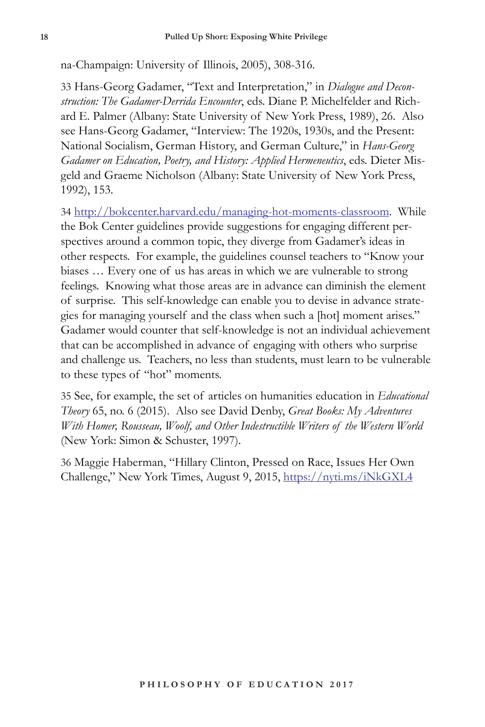na-Champaign: University of Illinois, 2005), 308-316.

33 Hans-Georg Gadamer, "Text and Interpretation," in *Dialogue and Deconstruction: The Gadamer-Derrida Encounter*, eds. Diane P. Michelfelder and Richard E. Palmer (Albany: State University of New York Press, 1989), 26. Also see Hans-Georg Gadamer, "Interview: The 1920s, 1930s, and the Present: National Socialism, German History, and German Culture," in *Hans-Georg Gadamer on Education, Poetry, and History: Applied Hermeneutics*, eds. Dieter Misgeld and Graeme Nicholson (Albany: State University of New York Press, 1992), 153.

34 http://bokcenter.harvard.edu/managing-hot-moments-classroom. While the Bok Center guidelines provide suggestions for engaging different perspectives around a common topic, they diverge from Gadamer's ideas in other respects. For example, the guidelines counsel teachers to "Know your biases … Every one of us has areas in which we are vulnerable to strong feelings. Knowing what those areas are in advance can diminish the element of surprise. This self-knowledge can enable you to devise in advance strategies for managing yourself and the class when such a [hot] moment arises." Gadamer would counter that self-knowledge is not an individual achievement that can be accomplished in advance of engaging with others who surprise and challenge us. Teachers, no less than students, must learn to be vulnerable to these types of "hot" moments.

35 See, for example, the set of articles on humanities education in *Educational Theory* 65, no. 6 (2015). Also see David Denby, *Great Books: My Adventures With Homer, Rousseau, Woolf, and Other Indestructible Writers of the Western World* (New York: Simon & Schuster, 1997).

36 Maggie Haberman, "Hillary Clinton, Pressed on Race, Issues Her Own Challenge," New York Times, August 9, 2015, https://nyti.ms/iNkGXL4